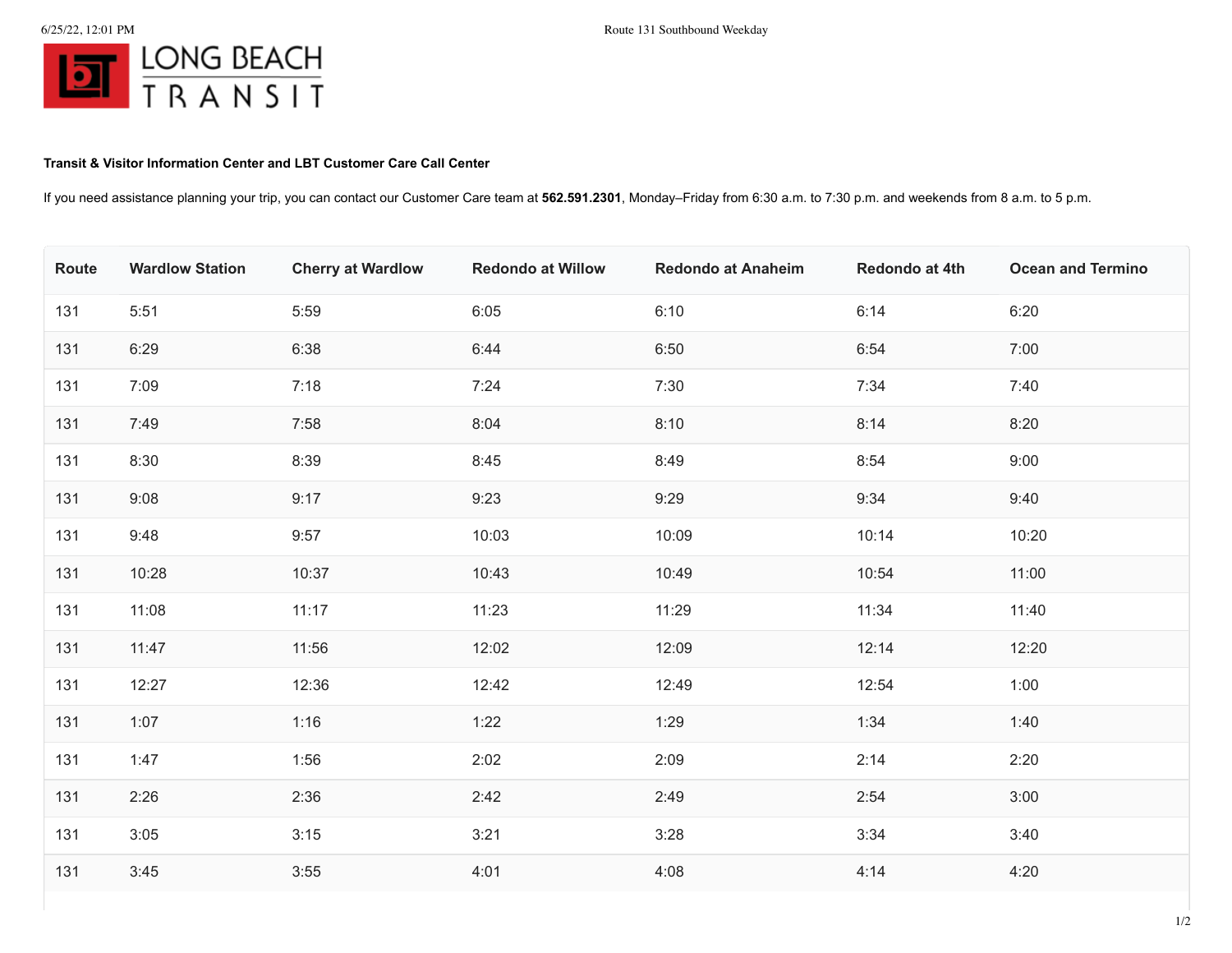LONG BEACH TRANSIT

**Transit & Visitor Information Center and LBT Customer Care Call Center**

If you need assistance planning your trip, you can contact our Customer Care team at **562.591.2301**, Monday–Friday from 6:30 a.m. to 7:30 p.m. and weekends from 8 a.m. to 5 p.m.

| Route | Wardlow Station | Cherry at Wardlow | Redondo at Willow | Redondo at Anaheim | Redondo at 4th | Ocean and Termino |
|---|---|---|---|---|---|---|
| 131 | 5:51 | 5:59 | 6:05 | 6:10 | 6:14 | 6:20 |
| 131 | 6:29 | 6:38 | 6:44 | 6:50 | 6:54 | 7:00 |
| 131 | 7:09 | 7:18 | 7:24 | 7:30 | 7:34 | 7:40 |
| 131 | 7:49 | 7:58 | 8:04 | 8:10 | 8:14 | 8:20 |
| 131 | 8:30 | 8:39 | 8:45 | 8:49 | 8:54 | 9:00 |
| 131 | 9:08 | 9:17 | 9:23 | 9:29 | 9:34 | 9:40 |
| 131 | 9:48 | 9:57 | 10:03 | 10:09 | 10:14 | 10:20 |
| 131 | 10:28 | 10:37 | 10:43 | 10:49 | 10:54 | 11:00 |
| 131 | 11:08 | 11:17 | 11:23 | 11:29 | 11:34 | 11:40 |
| 131 | 11:47 | 11:56 | 12:02 | 12:09 | 12:14 | 12:20 |
| 131 | 12:27 | 12:36 | 12:42 | 12:49 | 12:54 | 1:00 |
| 131 | 1:07 | 1:16 | 1:22 | 1:29 | 1:34 | 1:40 |
| 131 | 1:47 | 1:56 | 2:02 | 2:09 | 2:14 | 2:20 |
| 131 | 2:26 | 2:36 | 2:42 | 2:49 | 2:54 | 3:00 |
| 131 | 3:05 | 3:15 | 3:21 | 3:28 | 3:34 | 3:40 |
| 131 | 3:45 | 3:55 | 4:01 | 4:08 | 4:14 | 4:20 |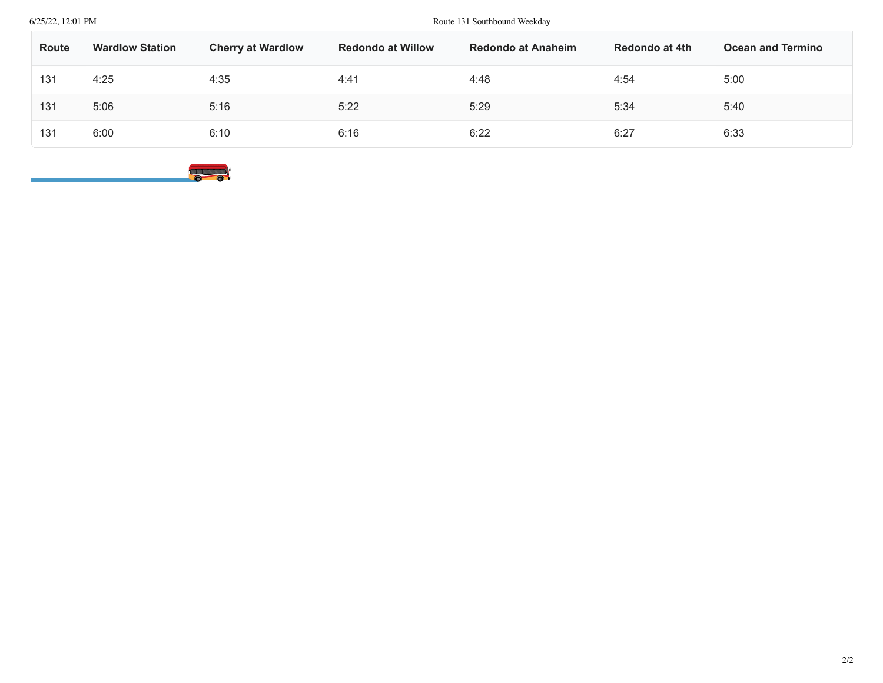| Route | Wardlow Station | Cherry at Wardlow | Redondo at Willow | Redondo at Anaheim | Redondo at 4th | Ocean and Termino |
|---|---|---|---|---|---|---|
| 131 | 4:25 | 4:35 | 4:41 | 4:48 | 4:54 | 5:00 |
| 131 | 5:06 | 5:16 | 5:22 | 5:29 | 5:34 | 5:40 |
| 131 | 6:00 | 6:10 | 6:16 | 6:22 | 6:27 | 6:33 |